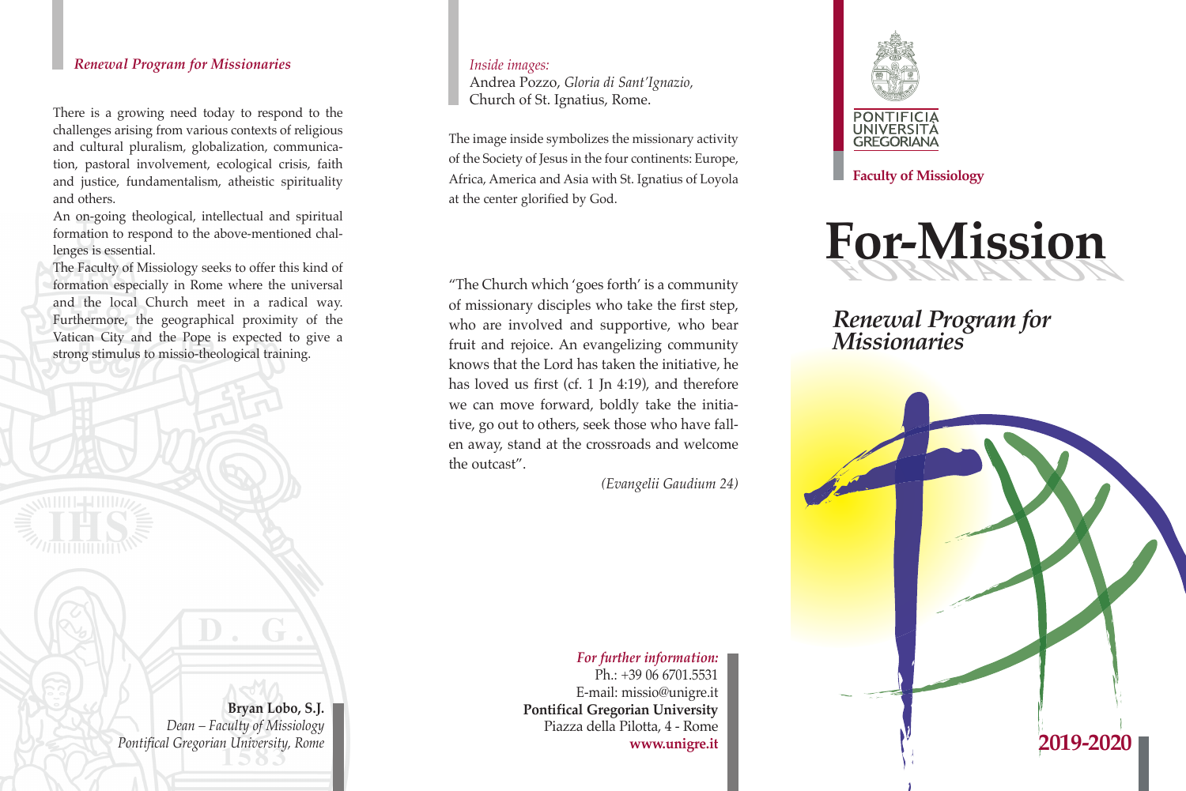## *Renewal Program for Missionaries*

There is a growing need today to respond to the challenges arising from various contexts of religious and cultural pluralism, globalization, communication, pastoral involvement, ecological crisis, faith and justice, fundamentalism, atheistic spirituality and others.

An on-going theological, intellectual and spiritual formation to respond to the above-mentioned challenges is essential.

The Faculty of Missiology seeks to offer this kind of formation especially in Rome where the universal and the local Church meet in a radical way. Furthermore, the geographical proximity of the Vatican City and the Pope is expected to give a strong stimulus to missio-theological training.

**Bryan Lobo, S.J.**
*Dean – Faculty of Missiology*
*Pontifical Gregorian University, Rome*

*Inside images:*
Andrea Pozzo, *Gloria di Sant'Ignazio,*
Church of St. Ignatius, Rome.

The image inside symbolizes the missionary activity of the Society of Jesus in the four continents: Europe, Africa, America and Asia with St. Ignatius of Loyola at the center glorified by God.

"The Church which 'goes forth' is a community of missionary disciples who take the first step, who are involved and supportive, who bear fruit and rejoice. An evangelizing community knows that the Lord has taken the initiative, he has loved us first (cf. 1 Jn 4:19), and therefore we can move forward, boldly take the initiative, go out to others, seek those who have fallen away, stand at the crossroads and welcome the outcast".

*(Evangelii Gaudium 24)*

*For further information:*
Ph.: +39 06 6701.5531
E-mail: missio@unigre.it
**Pontifical Gregorian University**
Piazza della Pilotta, 4 - Rome
**www.unigre.it**

PONTIFICIA UNIVERSITÀ GREGORIANA

**Faculty of Missiology**

# For-Mission

FORMATION

## *Renewal Program for Missionaries*

**2019-2020**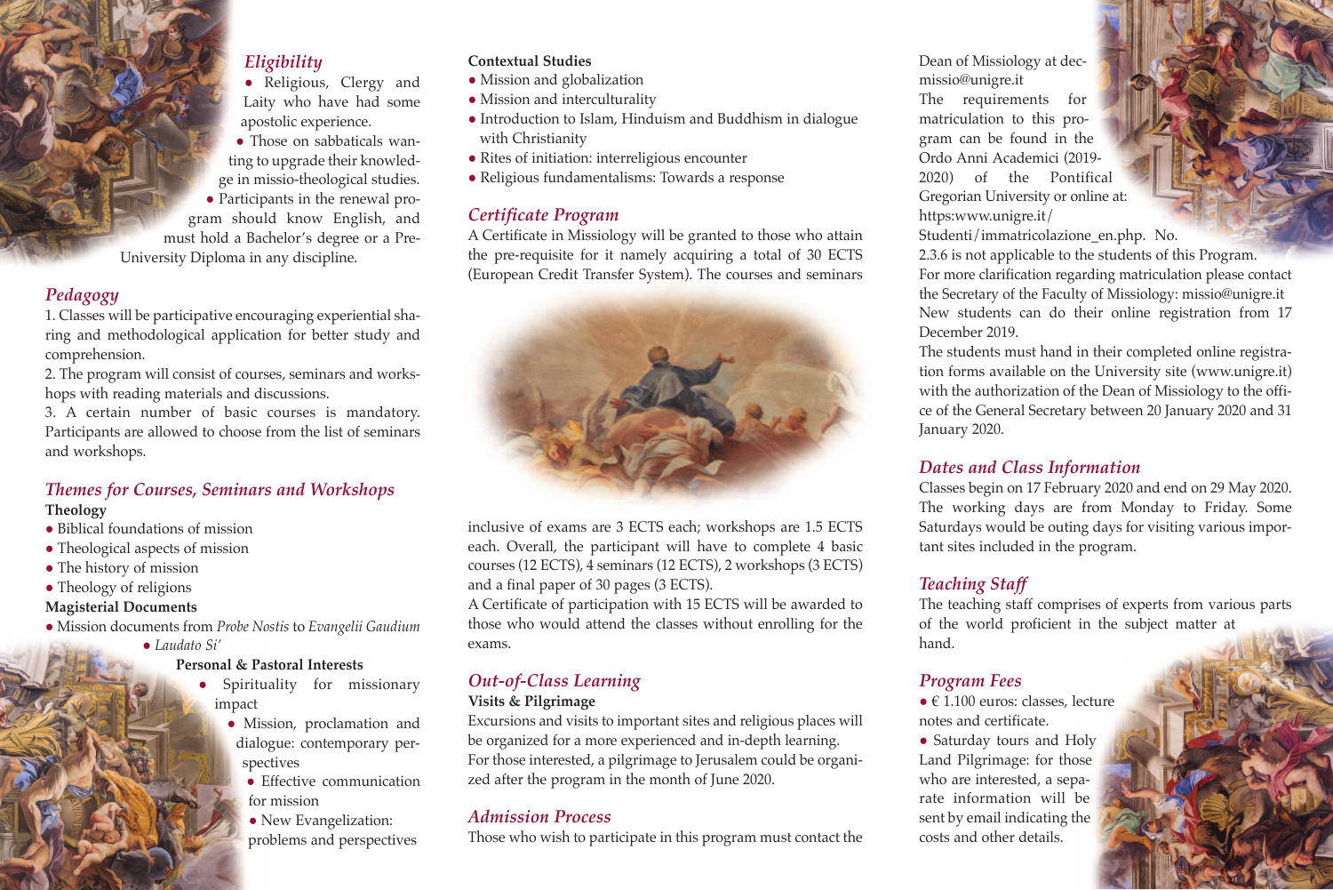## *Eligibility*

- Religious, Clergy and Laity who have had some apostolic experience.
- Those on sabbaticals wanting to upgrade their knowledge in missio-theological studies.
- Participants in the renewal program should know English, and must hold a Bachelor's degree or a Pre-University Diploma in any discipline.

## *Pedagogy*

1. Classes will be participative encouraging experiential sharing and methodological application for better study and comprehension.
2. The program will consist of courses, seminars and workshops with reading materials and discussions.
3. A certain number of basic courses is mandatory. Participants are allowed to choose from the list of seminars and workshops.

## *Themes for Courses, Seminars and Workshops*

**Theology**

- Biblical foundations of mission
- Theological aspects of mission
- The history of mission
- Theology of religions

**Magisterial Documents**

- Mission documents from *Probe Nostis* to *Evangelii Gaudium*
- *Laudato Si'*

**Personal & Pastoral Interests**

- Spirituality for missionary impact
- Mission, proclamation and dialogue: contemporary perspectives
- Effective communication for mission
- New Evangelization: problems and perspectives

**Contextual Studies**

- Mission and globalization
- Mission and interculturality
- Introduction to Islam, Hinduism and Buddhism in dialogue with Christianity
- Rites of initiation: interreligious encounter
- Religious fundamentalisms: Towards a response

## *Certificate Program*

A Certificate in Missiology will be granted to those who attain the pre-requisite for it namely acquiring a total of 30 ECTS (European Credit Transfer System). The courses and seminars inclusive of exams are 3 ECTS each; workshops are 1.5 ECTS each. Overall, the participant will have to complete 4 basic courses (12 ECTS), 4 seminars (12 ECTS), 2 workshops (3 ECTS) and a final paper of 30 pages (3 ECTS).

A Certificate of participation with 15 ECTS will be awarded to those who would attend the classes without enrolling for the exams.

## *Out-of-Class Learning*

**Visits & Pilgrimage**

Excursions and visits to important sites and religious places will be organized for a more experienced and in-depth learning.

For those interested, a pilgrimage to Jerusalem could be organized after the program in the month of June 2020.

## *Admission Process*

Those who wish to participate in this program must contact the Dean of Missiology at dec-missio@unigre.it

The requirements for matriculation to this program can be found in the Ordo Anni Academici (2019-2020) of the Pontifical Gregorian University or online at: https:www.unigre.it/Studenti/immatricolazione_en.php. No. 2.3.6 is not applicable to the students of this Program.

For more clarification regarding matriculation please contact the Secretary of the Faculty of Missiology: missio@unigre.it

New students can do their online registration from 17 December 2019.

The students must hand in their completed online registration forms available on the University site (www.unigre.it) with the authorization of the Dean of Missiology to the office of the General Secretary between 20 January 2020 and 31 January 2020.

## *Dates and Class Information*

Classes begin on 17 February 2020 and end on 29 May 2020. The working days are from Monday to Friday. Some Saturdays would be outing days for visiting various important sites included in the program.

## *Teaching Staff*

The teaching staff comprises of experts from various parts of the world proficient in the subject matter at hand.

## *Program Fees*

- € 1.100 euros: classes, lecture notes and certificate.
- Saturday tours and Holy Land Pilgrimage: for those who are interested, a separate information will be sent by email indicating the costs and other details.